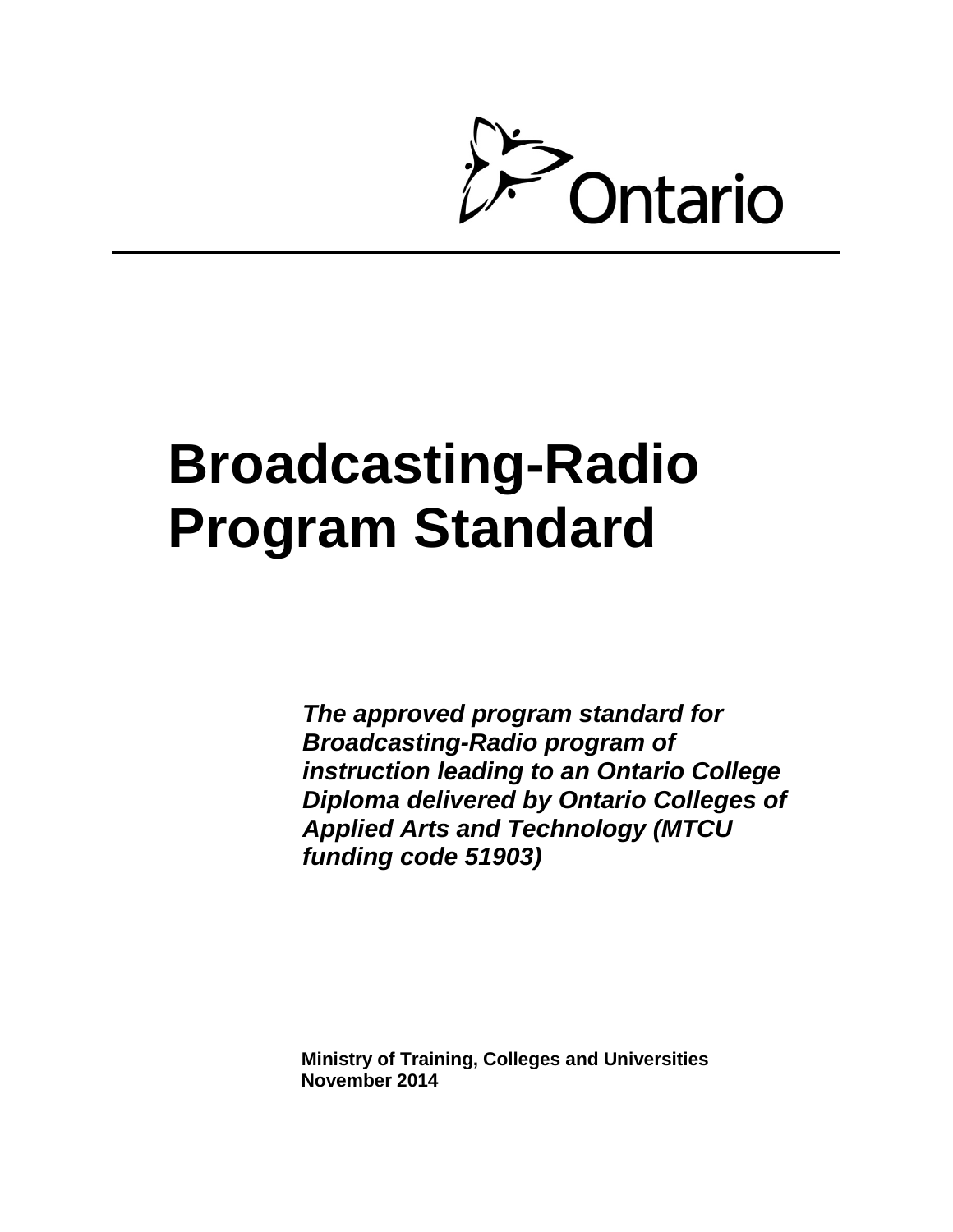Ontario

# Broadcasting-Radio Program Standard

***The approved program standard for Broadcasting-Radio program of instruction leading to an Ontario College Diploma delivered by Ontario Colleges of Applied Arts and Technology (MTCU funding code 51903)***

**Ministry of Training, Colleges and Universities**
**November 2014**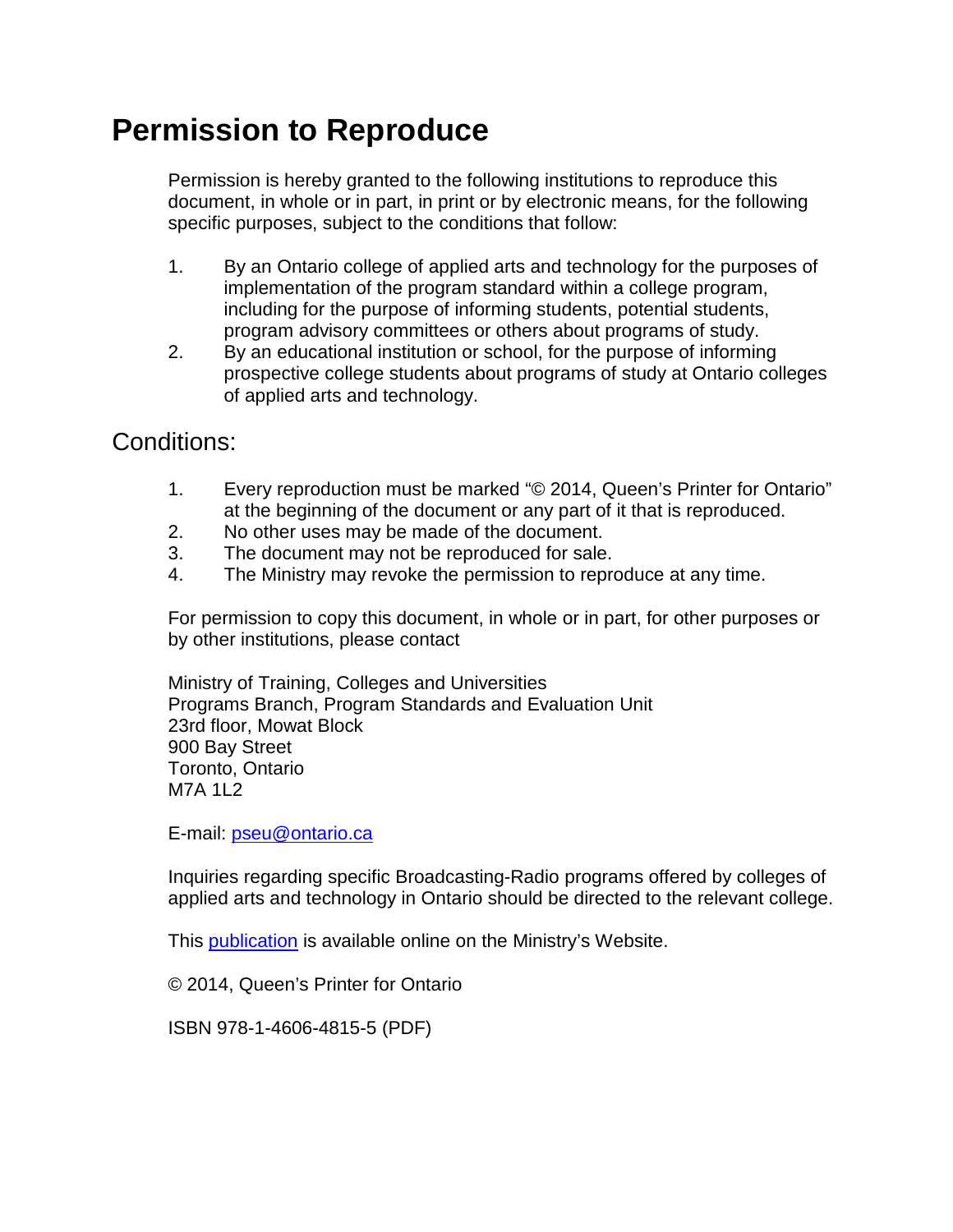# Permission to Reproduce

Permission is hereby granted to the following institutions to reproduce this document, in whole or in part, in print or by electronic means, for the following specific purposes, subject to the conditions that follow:

1. By an Ontario college of applied arts and technology for the purposes of implementation of the program standard within a college program, including for the purpose of informing students, potential students, program advisory committees or others about programs of study.
2. By an educational institution or school, for the purpose of informing prospective college students about programs of study at Ontario colleges of applied arts and technology.

## Conditions:

1. Every reproduction must be marked "© 2014, Queen's Printer for Ontario" at the beginning of the document or any part of it that is reproduced.
2. No other uses may be made of the document.
3. The document may not be reproduced for sale.
4. The Ministry may revoke the permission to reproduce at any time.

For permission to copy this document, in whole or in part, for other purposes or by other institutions, please contact

Ministry of Training, Colleges and Universities
Programs Branch, Program Standards and Evaluation Unit
23rd floor, Mowat Block
900 Bay Street
Toronto, Ontario
M7A 1L2

E-mail: pseu@ontario.ca

Inquiries regarding specific Broadcasting-Radio programs offered by colleges of applied arts and technology in Ontario should be directed to the relevant college.

This publication is available online on the Ministry's Website.

© 2014, Queen's Printer for Ontario

ISBN 978-1-4606-4815-5 (PDF)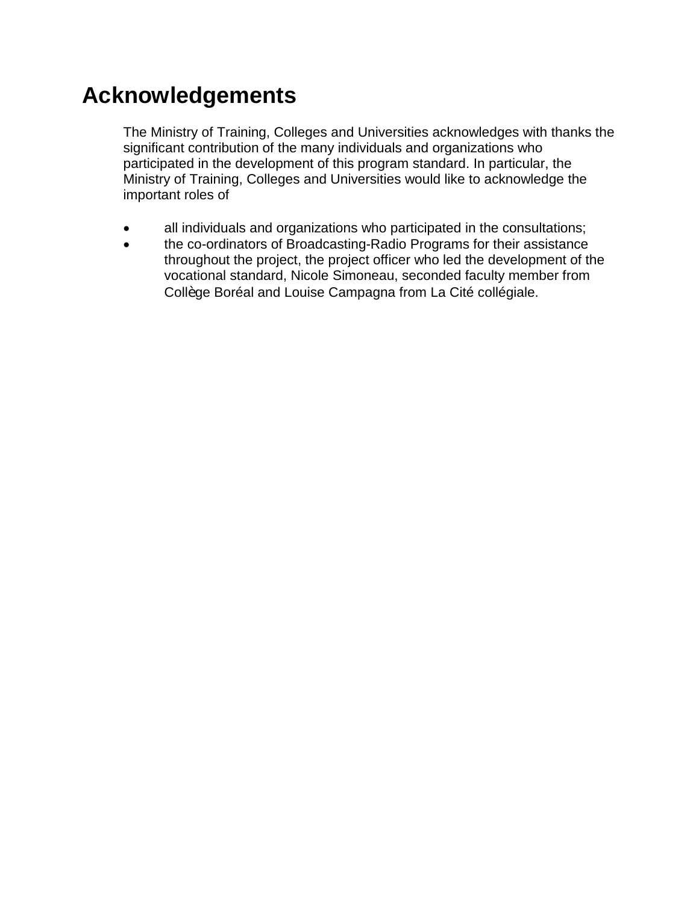# Acknowledgements

The Ministry of Training, Colleges and Universities acknowledges with thanks the significant contribution of the many individuals and organizations who participated in the development of this program standard. In particular, the Ministry of Training, Colleges and Universities would like to acknowledge the important roles of

- all individuals and organizations who participated in the consultations;
- the co-ordinators of Broadcasting-Radio Programs for their assistance throughout the project, the project officer who led the development of the vocational standard, Nicole Simoneau, seconded faculty member from Collège Boréal and Louise Campagna from La Cité collégiale.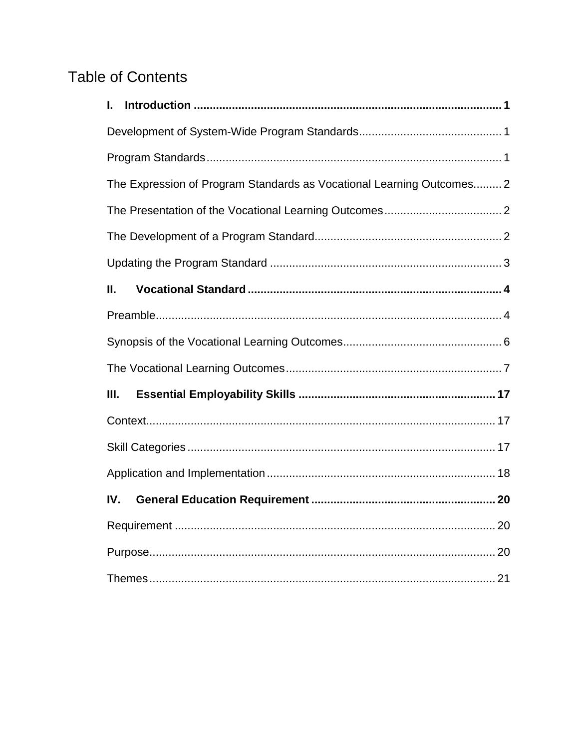# Table of Contents

**I. Introduction** ..... **1**

Development of System-Wide Program Standards ..... 1

Program Standards ..... 1

The Expression of Program Standards as Vocational Learning Outcomes ..... 2

The Presentation of the Vocational Learning Outcomes ..... 2

The Development of a Program Standard ..... 2

Updating the Program Standard ..... 3

**II. Vocational Standard** ..... **4**

Preamble ..... 4

Synopsis of the Vocational Learning Outcomes ..... 6

The Vocational Learning Outcomes ..... 7

**III. Essential Employability Skills** ..... **17**

Context ..... 17

Skill Categories ..... 17

Application and Implementation ..... 18

**IV. General Education Requirement** ..... **20**

Requirement ..... 20

Purpose ..... 20

Themes ..... 21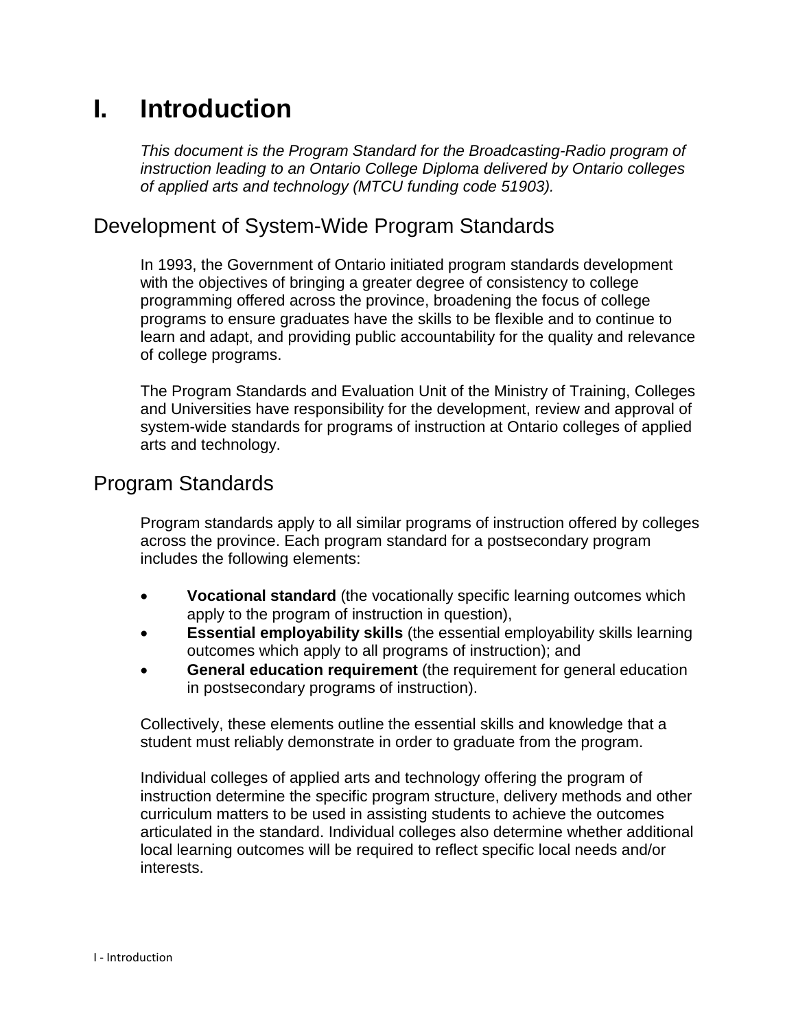# I. Introduction

*This document is the Program Standard for the Broadcasting-Radio program of instruction leading to an Ontario College Diploma delivered by Ontario colleges of applied arts and technology (MTCU funding code 51903).*

## Development of System-Wide Program Standards

In 1993, the Government of Ontario initiated program standards development with the objectives of bringing a greater degree of consistency to college programming offered across the province, broadening the focus of college programs to ensure graduates have the skills to be flexible and to continue to learn and adapt, and providing public accountability for the quality and relevance of college programs.

The Program Standards and Evaluation Unit of the Ministry of Training, Colleges and Universities have responsibility for the development, review and approval of system-wide standards for programs of instruction at Ontario colleges of applied arts and technology.

## Program Standards

Program standards apply to all similar programs of instruction offered by colleges across the province. Each program standard for a postsecondary program includes the following elements:

- **Vocational standard** (the vocationally specific learning outcomes which apply to the program of instruction in question),
- **Essential employability skills** (the essential employability skills learning outcomes which apply to all programs of instruction); and
- **General education requirement** (the requirement for general education in postsecondary programs of instruction).

Collectively, these elements outline the essential skills and knowledge that a student must reliably demonstrate in order to graduate from the program.

Individual colleges of applied arts and technology offering the program of instruction determine the specific program structure, delivery methods and other curriculum matters to be used in assisting students to achieve the outcomes articulated in the standard. Individual colleges also determine whether additional local learning outcomes will be required to reflect specific local needs and/or interests.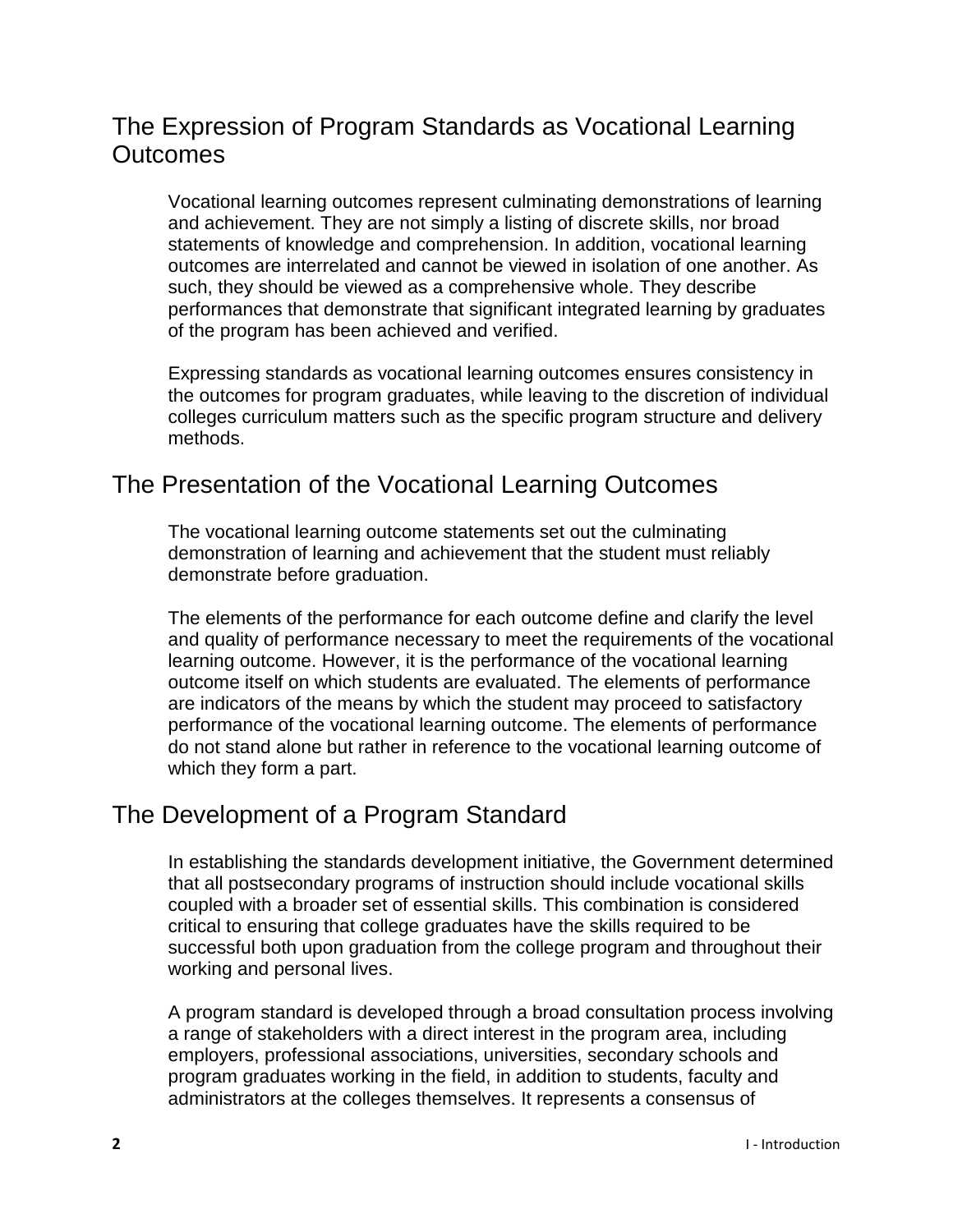## The Expression of Program Standards as Vocational Learning Outcomes

Vocational learning outcomes represent culminating demonstrations of learning and achievement. They are not simply a listing of discrete skills, nor broad statements of knowledge and comprehension. In addition, vocational learning outcomes are interrelated and cannot be viewed in isolation of one another. As such, they should be viewed as a comprehensive whole. They describe performances that demonstrate that significant integrated learning by graduates of the program has been achieved and verified.

Expressing standards as vocational learning outcomes ensures consistency in the outcomes for program graduates, while leaving to the discretion of individual colleges curriculum matters such as the specific program structure and delivery methods.

## The Presentation of the Vocational Learning Outcomes

The vocational learning outcome statements set out the culminating demonstration of learning and achievement that the student must reliably demonstrate before graduation.

The elements of the performance for each outcome define and clarify the level and quality of performance necessary to meet the requirements of the vocational learning outcome. However, it is the performance of the vocational learning outcome itself on which students are evaluated. The elements of performance are indicators of the means by which the student may proceed to satisfactory performance of the vocational learning outcome. The elements of performance do not stand alone but rather in reference to the vocational learning outcome of which they form a part.

## The Development of a Program Standard

In establishing the standards development initiative, the Government determined that all postsecondary programs of instruction should include vocational skills coupled with a broader set of essential skills. This combination is considered critical to ensuring that college graduates have the skills required to be successful both upon graduation from the college program and throughout their working and personal lives.

A program standard is developed through a broad consultation process involving a range of stakeholders with a direct interest in the program area, including employers, professional associations, universities, secondary schools and program graduates working in the field, in addition to students, faculty and administrators at the colleges themselves. It represents a consensus of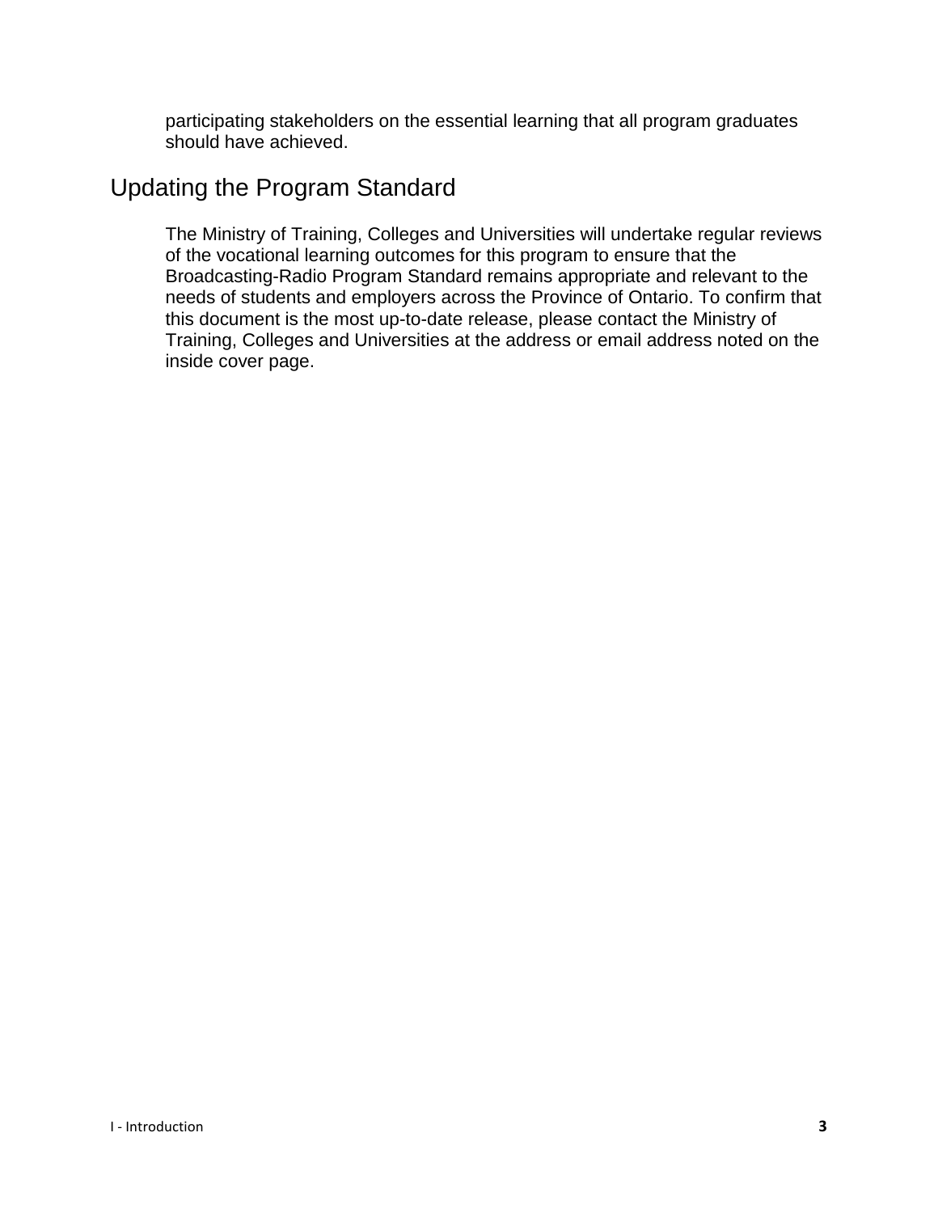participating stakeholders on the essential learning that all program graduates should have achieved.

## Updating the Program Standard

The Ministry of Training, Colleges and Universities will undertake regular reviews of the vocational learning outcomes for this program to ensure that the Broadcasting-Radio Program Standard remains appropriate and relevant to the needs of students and employers across the Province of Ontario. To confirm that this document is the most up-to-date release, please contact the Ministry of Training, Colleges and Universities at the address or email address noted on the inside cover page.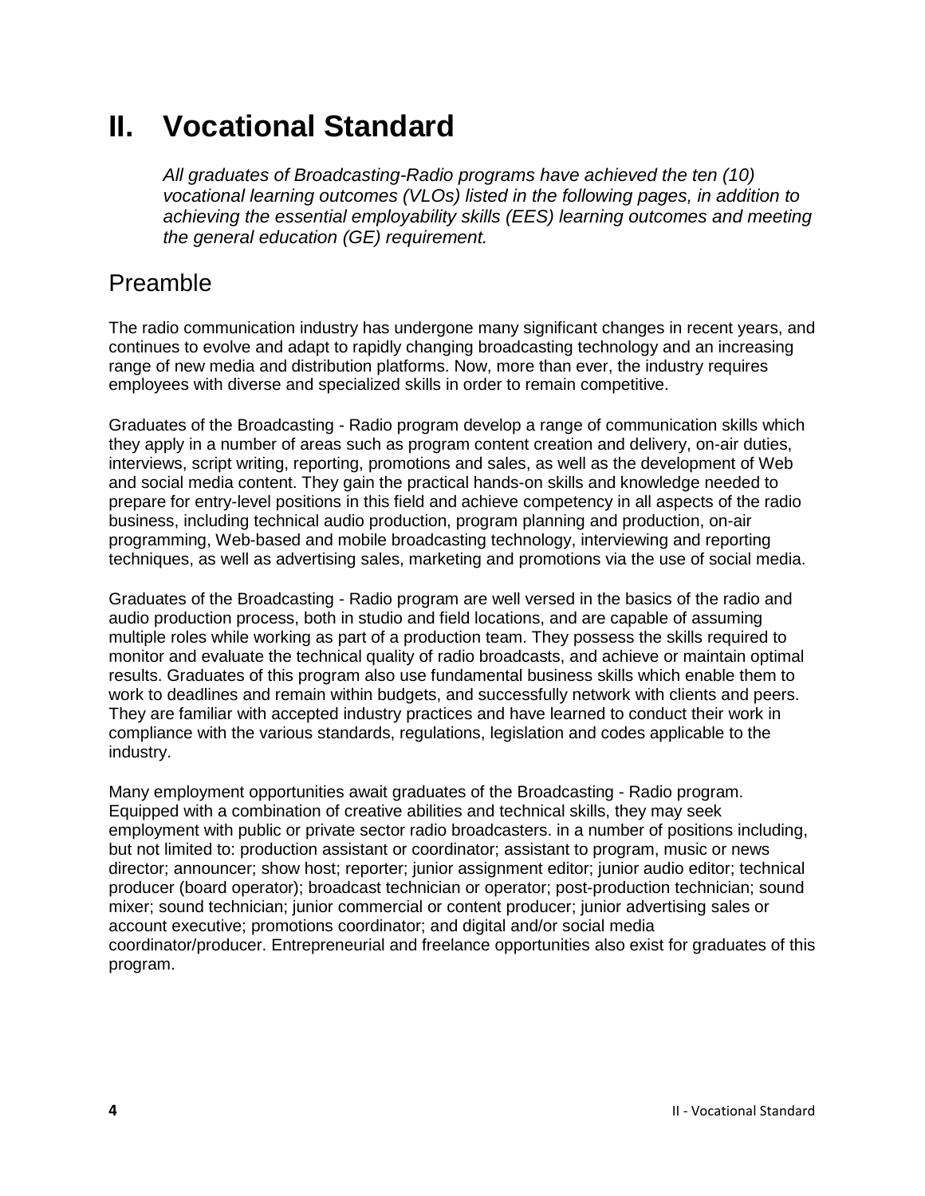# II. Vocational Standard

*All graduates of Broadcasting-Radio programs have achieved the ten (10) vocational learning outcomes (VLOs) listed in the following pages, in addition to achieving the essential employability skills (EES) learning outcomes and meeting the general education (GE) requirement.*

## Preamble

The radio communication industry has undergone many significant changes in recent years, and continues to evolve and adapt to rapidly changing broadcasting technology and an increasing range of new media and distribution platforms. Now, more than ever, the industry requires employees with diverse and specialized skills in order to remain competitive.

Graduates of the Broadcasting - Radio program develop a range of communication skills which they apply in a number of areas such as program content creation and delivery, on-air duties, interviews, script writing, reporting, promotions and sales, as well as the development of Web and social media content. They gain the practical hands-on skills and knowledge needed to prepare for entry-level positions in this field and achieve competency in all aspects of the radio business, including technical audio production, program planning and production, on-air programming, Web-based and mobile broadcasting technology, interviewing and reporting techniques, as well as advertising sales, marketing and promotions via the use of social media.

Graduates of the Broadcasting - Radio program are well versed in the basics of the radio and audio production process, both in studio and field locations, and are capable of assuming multiple roles while working as part of a production team. They possess the skills required to monitor and evaluate the technical quality of radio broadcasts, and achieve or maintain optimal results. Graduates of this program also use fundamental business skills which enable them to work to deadlines and remain within budgets, and successfully network with clients and peers. They are familiar with accepted industry practices and have learned to conduct their work in compliance with the various standards, regulations, legislation and codes applicable to the industry.

Many employment opportunities await graduates of the Broadcasting - Radio program. Equipped with a combination of creative abilities and technical skills, they may seek employment with public or private sector radio broadcasters. in a number of positions including, but not limited to: production assistant or coordinator; assistant to program, music or news director; announcer; show host; reporter; junior assignment editor; junior audio editor; technical producer (board operator); broadcast technician or operator; post-production technician; sound mixer; sound technician; junior commercial or content producer; junior advertising sales or account executive; promotions coordinator; and digital and/or social media coordinator/producer. Entrepreneurial and freelance opportunities also exist for graduates of this program.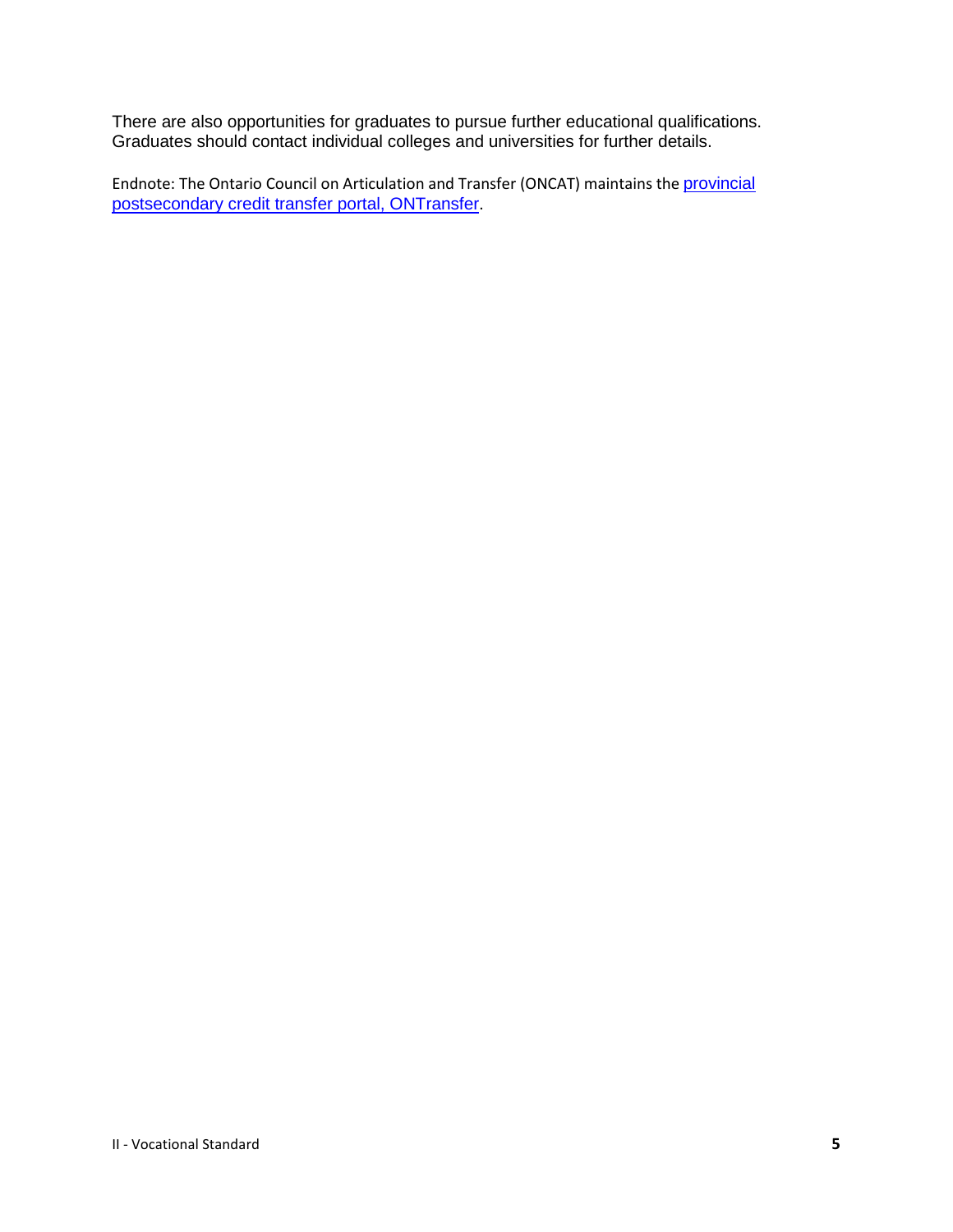There are also opportunities for graduates to pursue further educational qualifications. Graduates should contact individual colleges and universities for further details.

Endnote: The Ontario Council on Articulation and Transfer (ONCAT) maintains the provincial postsecondary credit transfer portal, ONTransfer.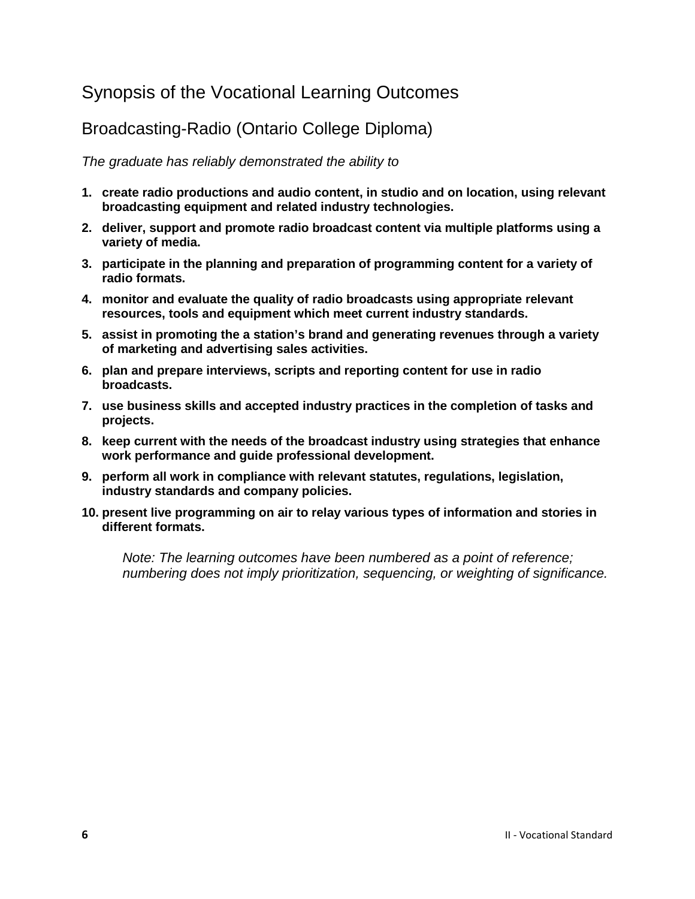# Synopsis of the Vocational Learning Outcomes

## Broadcasting-Radio (Ontario College Diploma)

*The graduate has reliably demonstrated the ability to*

1. **create radio productions and audio content, in studio and on location, using relevant broadcasting equipment and related industry technologies.**
2. **deliver, support and promote radio broadcast content via multiple platforms using a variety of media.**
3. **participate in the planning and preparation of programming content for a variety of radio formats.**
4. **monitor and evaluate the quality of radio broadcasts using appropriate relevant resources, tools and equipment which meet current industry standards.**
5. **assist in promoting the a station's brand and generating revenues through a variety of marketing and advertising sales activities.**
6. **plan and prepare interviews, scripts and reporting content for use in radio broadcasts.**
7. **use business skills and accepted industry practices in the completion of tasks and projects.**
8. **keep current with the needs of the broadcast industry using strategies that enhance work performance and guide professional development.**
9. **perform all work in compliance with relevant statutes, regulations, legislation, industry standards and company policies.**
10. **present live programming on air to relay various types of information and stories in different formats.**

*Note: The learning outcomes have been numbered as a point of reference; numbering does not imply prioritization, sequencing, or weighting of significance.*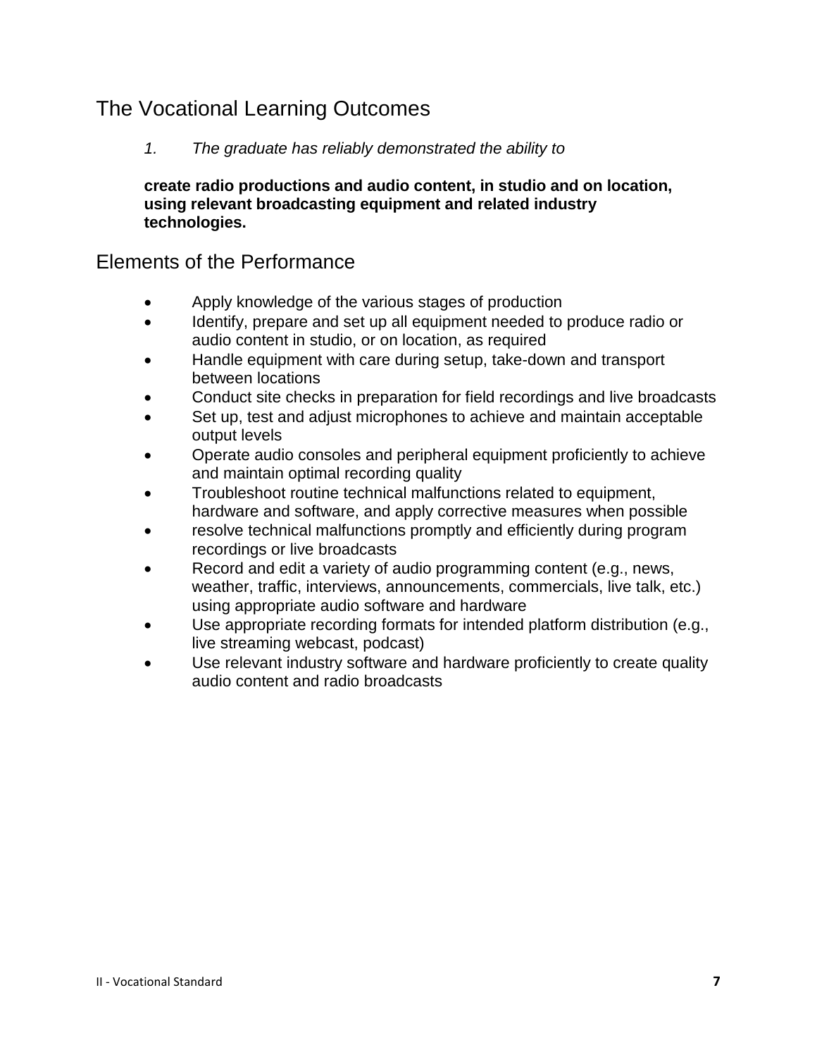## The Vocational Learning Outcomes

*1. The graduate has reliably demonstrated the ability to*

**create radio productions and audio content, in studio and on location, using relevant broadcasting equipment and related industry technologies.**

## Elements of the Performance

- Apply knowledge of the various stages of production
- Identify, prepare and set up all equipment needed to produce radio or audio content in studio, or on location, as required
- Handle equipment with care during setup, take-down and transport between locations
- Conduct site checks in preparation for field recordings and live broadcasts
- Set up, test and adjust microphones to achieve and maintain acceptable output levels
- Operate audio consoles and peripheral equipment proficiently to achieve and maintain optimal recording quality
- Troubleshoot routine technical malfunctions related to equipment, hardware and software, and apply corrective measures when possible
- resolve technical malfunctions promptly and efficiently during program recordings or live broadcasts
- Record and edit a variety of audio programming content (e.g., news, weather, traffic, interviews, announcements, commercials, live talk, etc.) using appropriate audio software and hardware
- Use appropriate recording formats for intended platform distribution (e.g., live streaming webcast, podcast)
- Use relevant industry software and hardware proficiently to create quality audio content and radio broadcasts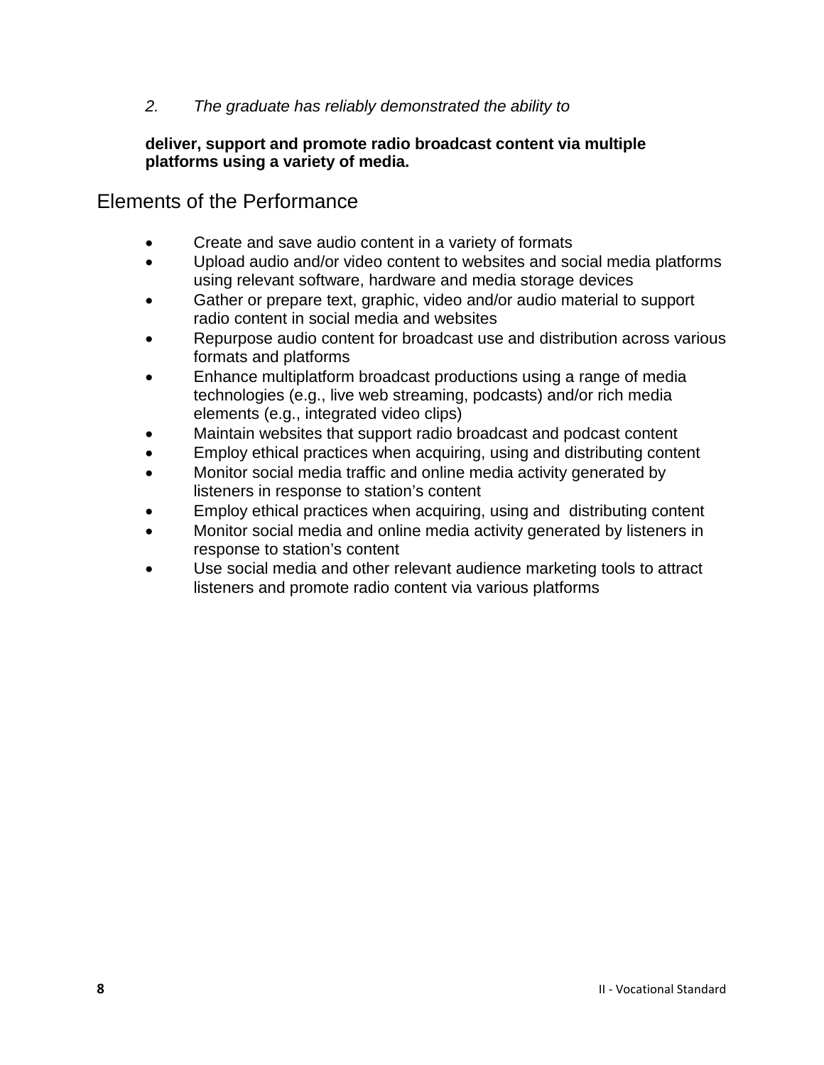*2. The graduate has reliably demonstrated the ability to*

**deliver, support and promote radio broadcast content via multiple platforms using a variety of media.**

## Elements of the Performance

- Create and save audio content in a variety of formats
- Upload audio and/or video content to websites and social media platforms using relevant software, hardware and media storage devices
- Gather or prepare text, graphic, video and/or audio material to support radio content in social media and websites
- Repurpose audio content for broadcast use and distribution across various formats and platforms
- Enhance multiplatform broadcast productions using a range of media technologies (e.g., live web streaming, podcasts) and/or rich media elements (e.g., integrated video clips)
- Maintain websites that support radio broadcast and podcast content
- Employ ethical practices when acquiring, using and distributing content
- Monitor social media traffic and online media activity generated by listeners in response to station’s content
- Employ ethical practices when acquiring, using and distributing content
- Monitor social media and online media activity generated by listeners in response to station’s content
- Use social media and other relevant audience marketing tools to attract listeners and promote radio content via various platforms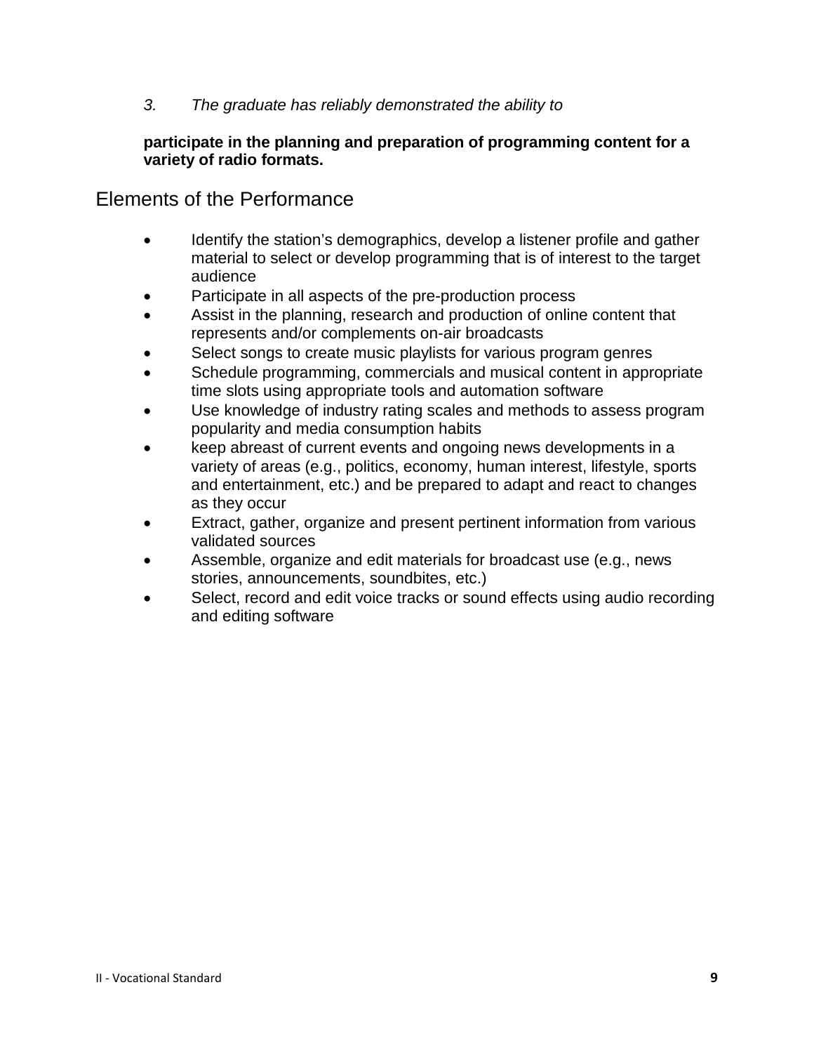*3. The graduate has reliably demonstrated the ability to*

**participate in the planning and preparation of programming content for a variety of radio formats.**

## Elements of the Performance

- Identify the station's demographics, develop a listener profile and gather material to select or develop programming that is of interest to the target audience
- Participate in all aspects of the pre-production process
- Assist in the planning, research and production of online content that represents and/or complements on-air broadcasts
- Select songs to create music playlists for various program genres
- Schedule programming, commercials and musical content in appropriate time slots using appropriate tools and automation software
- Use knowledge of industry rating scales and methods to assess program popularity and media consumption habits
- keep abreast of current events and ongoing news developments in a variety of areas (e.g., politics, economy, human interest, lifestyle, sports and entertainment, etc.) and be prepared to adapt and react to changes as they occur
- Extract, gather, organize and present pertinent information from various validated sources
- Assemble, organize and edit materials for broadcast use (e.g., news stories, announcements, soundbites, etc.)
- Select, record and edit voice tracks or sound effects using audio recording and editing software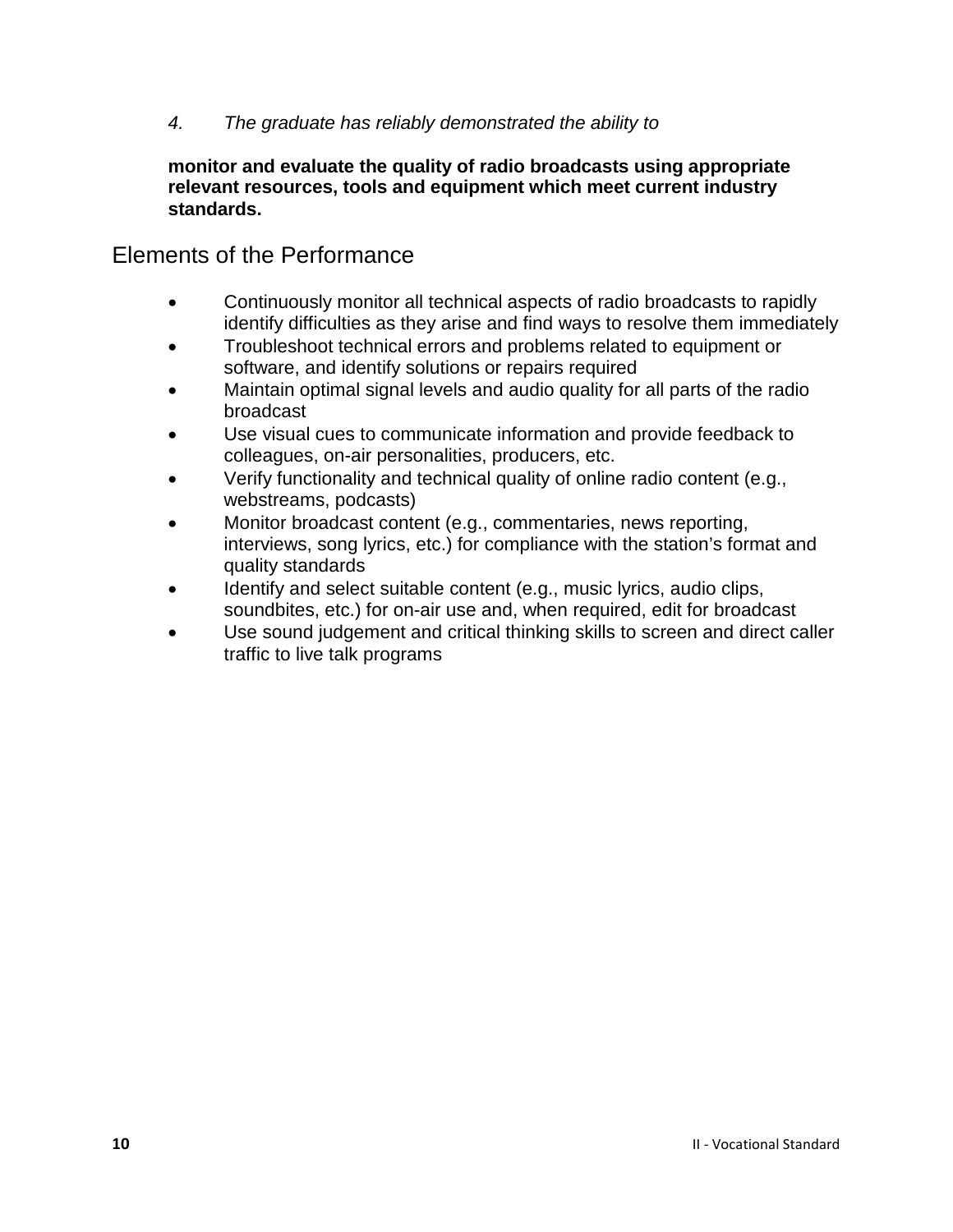*4. The graduate has reliably demonstrated the ability to*

**monitor and evaluate the quality of radio broadcasts using appropriate relevant resources, tools and equipment which meet current industry standards.**

## Elements of the Performance

- Continuously monitor all technical aspects of radio broadcasts to rapidly identify difficulties as they arise and find ways to resolve them immediately
- Troubleshoot technical errors and problems related to equipment or software, and identify solutions or repairs required
- Maintain optimal signal levels and audio quality for all parts of the radio broadcast
- Use visual cues to communicate information and provide feedback to colleagues, on-air personalities, producers, etc.
- Verify functionality and technical quality of online radio content (e.g., webstreams, podcasts)
- Monitor broadcast content (e.g., commentaries, news reporting, interviews, song lyrics, etc.) for compliance with the station's format and quality standards
- Identify and select suitable content (e.g., music lyrics, audio clips, soundbites, etc.) for on-air use and, when required, edit for broadcast
- Use sound judgement and critical thinking skills to screen and direct caller traffic to live talk programs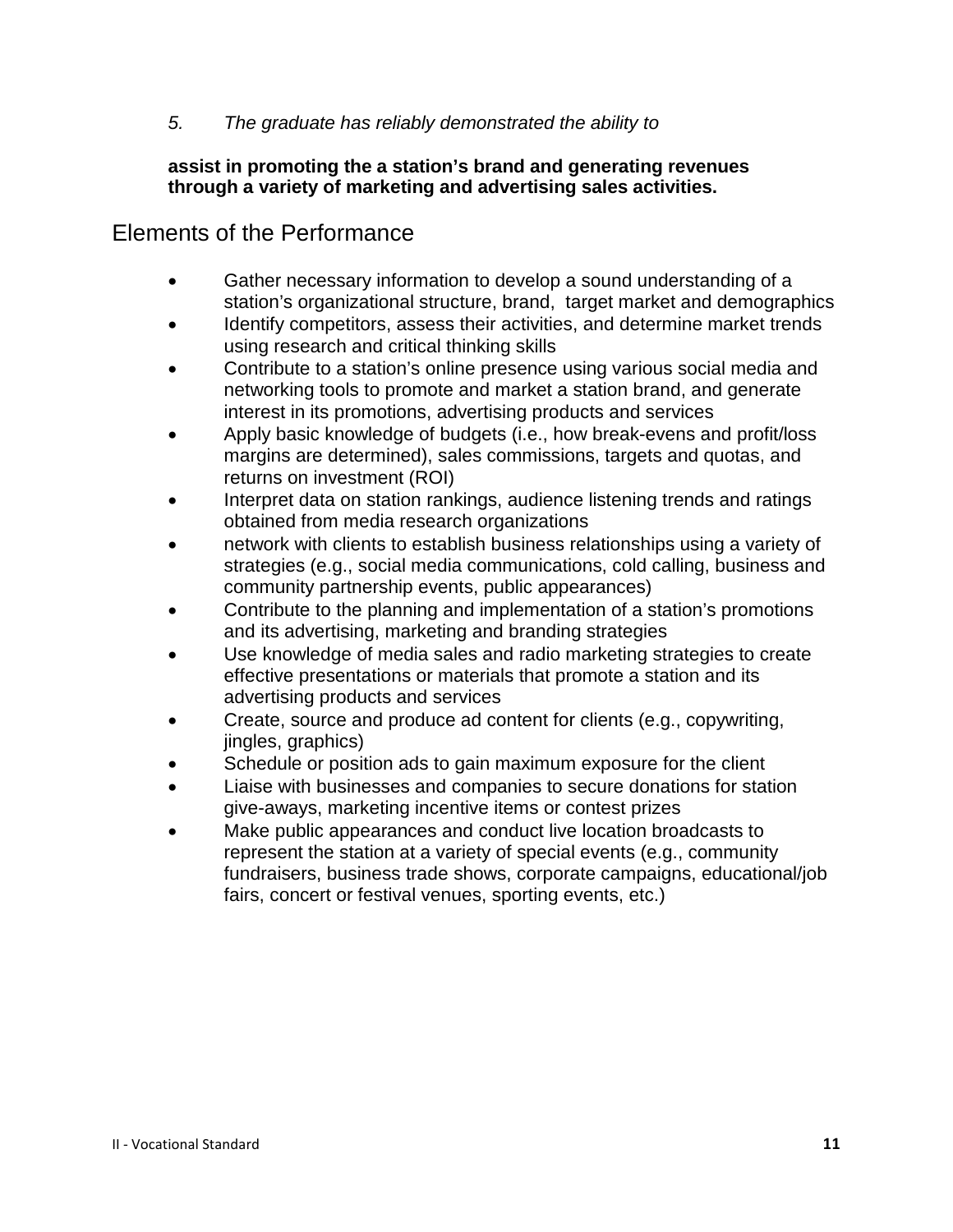*5. The graduate has reliably demonstrated the ability to*

**assist in promoting the a station's brand and generating revenues through a variety of marketing and advertising sales activities.**

## Elements of the Performance

- Gather necessary information to develop a sound understanding of a station's organizational structure, brand, target market and demographics
- Identify competitors, assess their activities, and determine market trends using research and critical thinking skills
- Contribute to a station's online presence using various social media and networking tools to promote and market a station brand, and generate interest in its promotions, advertising products and services
- Apply basic knowledge of budgets (i.e., how break-evens and profit/loss margins are determined), sales commissions, targets and quotas, and returns on investment (ROI)
- Interpret data on station rankings, audience listening trends and ratings obtained from media research organizations
- network with clients to establish business relationships using a variety of strategies (e.g., social media communications, cold calling, business and community partnership events, public appearances)
- Contribute to the planning and implementation of a station's promotions and its advertising, marketing and branding strategies
- Use knowledge of media sales and radio marketing strategies to create effective presentations or materials that promote a station and its advertising products and services
- Create, source and produce ad content for clients (e.g., copywriting, jingles, graphics)
- Schedule or position ads to gain maximum exposure for the client
- Liaise with businesses and companies to secure donations for station give-aways, marketing incentive items or contest prizes
- Make public appearances and conduct live location broadcasts to represent the station at a variety of special events (e.g., community fundraisers, business trade shows, corporate campaigns, educational/job fairs, concert or festival venues, sporting events, etc.)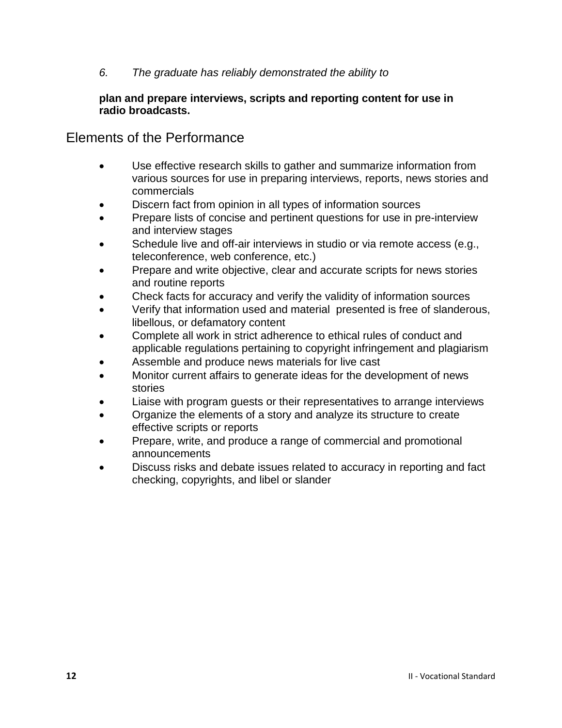*6. The graduate has reliably demonstrated the ability to*

**plan and prepare interviews, scripts and reporting content for use in radio broadcasts.**

## Elements of the Performance

- Use effective research skills to gather and summarize information from various sources for use in preparing interviews, reports, news stories and commercials
- Discern fact from opinion in all types of information sources
- Prepare lists of concise and pertinent questions for use in pre-interview and interview stages
- Schedule live and off-air interviews in studio or via remote access (e.g., teleconference, web conference, etc.)
- Prepare and write objective, clear and accurate scripts for news stories and routine reports
- Check facts for accuracy and verify the validity of information sources
- Verify that information used and material presented is free of slanderous, libellous, or defamatory content
- Complete all work in strict adherence to ethical rules of conduct and applicable regulations pertaining to copyright infringement and plagiarism
- Assemble and produce news materials for live cast
- Monitor current affairs to generate ideas for the development of news stories
- Liaise with program guests or their representatives to arrange interviews
- Organize the elements of a story and analyze its structure to create effective scripts or reports
- Prepare, write, and produce a range of commercial and promotional announcements
- Discuss risks and debate issues related to accuracy in reporting and fact checking, copyrights, and libel or slander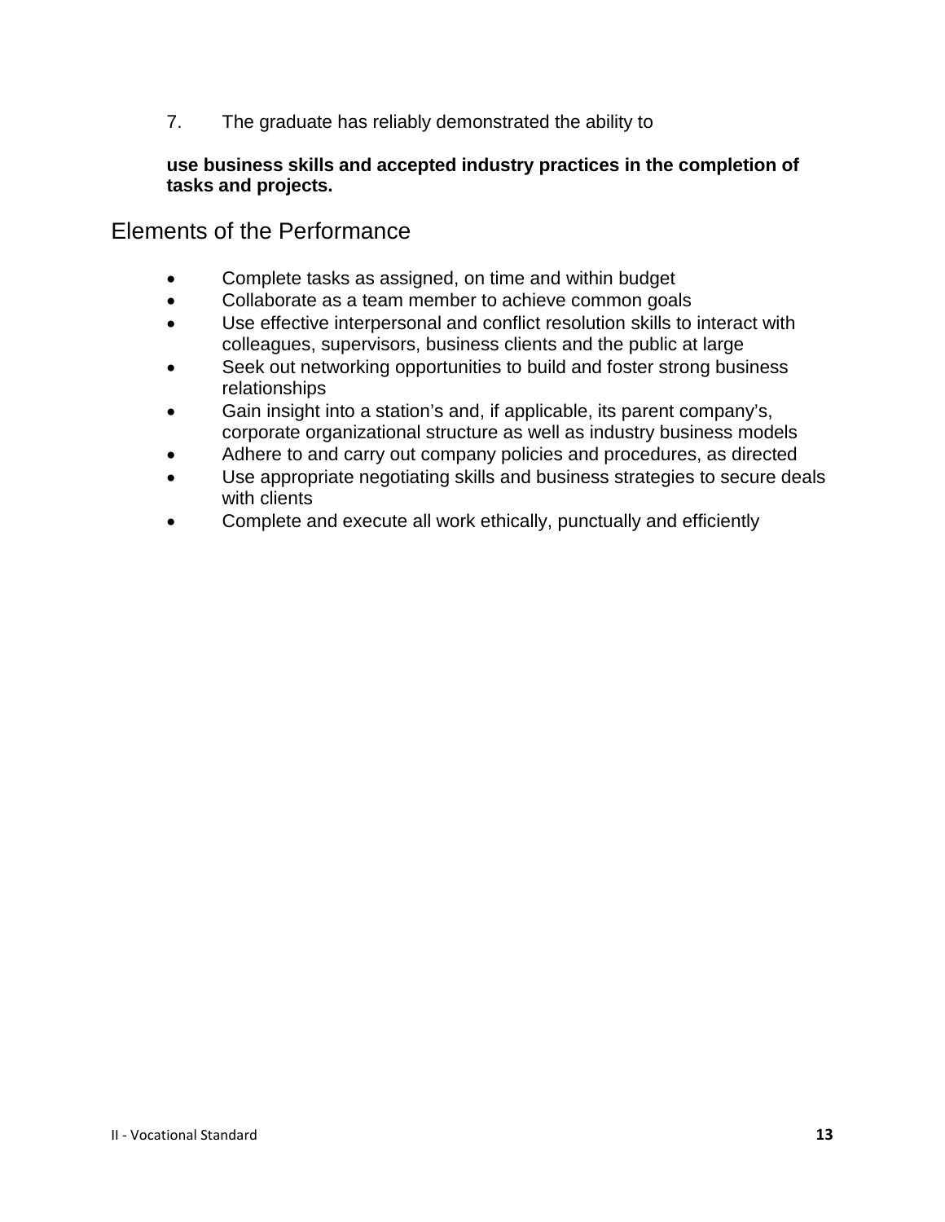7. The graduate has reliably demonstrated the ability to

**use business skills and accepted industry practices in the completion of tasks and projects.**

## Elements of the Performance

- Complete tasks as assigned, on time and within budget
- Collaborate as a team member to achieve common goals
- Use effective interpersonal and conflict resolution skills to interact with colleagues, supervisors, business clients and the public at large
- Seek out networking opportunities to build and foster strong business relationships
- Gain insight into a station's and, if applicable, its parent company's, corporate organizational structure as well as industry business models
- Adhere to and carry out company policies and procedures, as directed
- Use appropriate negotiating skills and business strategies to secure deals with clients
- Complete and execute all work ethically, punctually and efficiently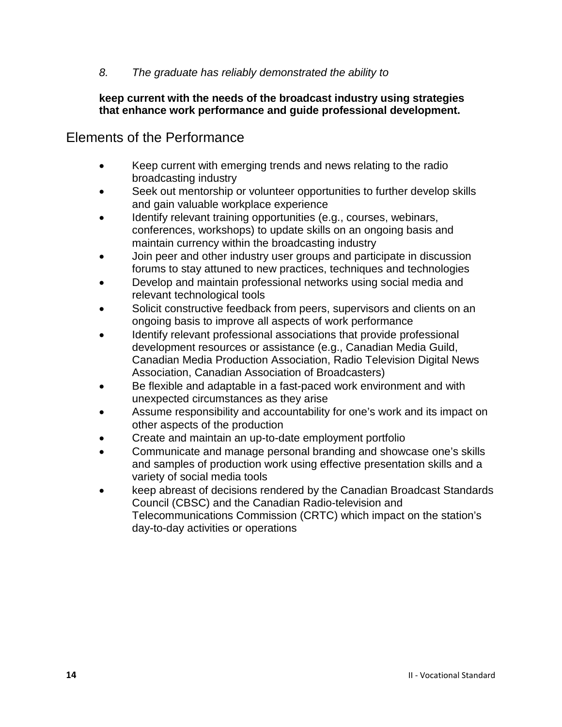*8. The graduate has reliably demonstrated the ability to*

**keep current with the needs of the broadcast industry using strategies that enhance work performance and guide professional development.**

## Elements of the Performance

- Keep current with emerging trends and news relating to the radio broadcasting industry
- Seek out mentorship or volunteer opportunities to further develop skills and gain valuable workplace experience
- Identify relevant training opportunities (e.g., courses, webinars, conferences, workshops) to update skills on an ongoing basis and maintain currency within the broadcasting industry
- Join peer and other industry user groups and participate in discussion forums to stay attuned to new practices, techniques and technologies
- Develop and maintain professional networks using social media and relevant technological tools
- Solicit constructive feedback from peers, supervisors and clients on an ongoing basis to improve all aspects of work performance
- Identify relevant professional associations that provide professional development resources or assistance (e.g., Canadian Media Guild, Canadian Media Production Association, Radio Television Digital News Association, Canadian Association of Broadcasters)
- Be flexible and adaptable in a fast-paced work environment and with unexpected circumstances as they arise
- Assume responsibility and accountability for one's work and its impact on other aspects of the production
- Create and maintain an up-to-date employment portfolio
- Communicate and manage personal branding and showcase one's skills and samples of production work using effective presentation skills and a variety of social media tools
- keep abreast of decisions rendered by the Canadian Broadcast Standards Council (CBSC) and the Canadian Radio-television and Telecommunications Commission (CRTC) which impact on the station's day-to-day activities or operations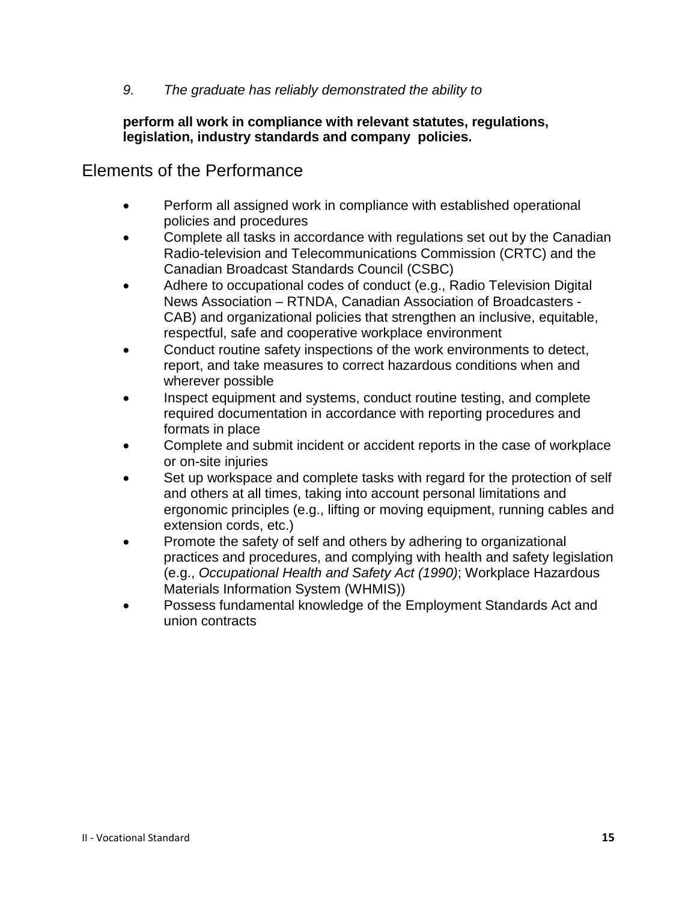*9. The graduate has reliably demonstrated the ability to*

**perform all work in compliance with relevant statutes, regulations, legislation, industry standards and company policies.**

## Elements of the Performance

- Perform all assigned work in compliance with established operational policies and procedures
- Complete all tasks in accordance with regulations set out by the Canadian Radio-television and Telecommunications Commission (CRTC) and the Canadian Broadcast Standards Council (CSBC)
- Adhere to occupational codes of conduct (e.g., Radio Television Digital News Association – RTNDA, Canadian Association of Broadcasters - CAB) and organizational policies that strengthen an inclusive, equitable, respectful, safe and cooperative workplace environment
- Conduct routine safety inspections of the work environments to detect, report, and take measures to correct hazardous conditions when and wherever possible
- Inspect equipment and systems, conduct routine testing, and complete required documentation in accordance with reporting procedures and formats in place
- Complete and submit incident or accident reports in the case of workplace or on-site injuries
- Set up workspace and complete tasks with regard for the protection of self and others at all times, taking into account personal limitations and ergonomic principles (e.g., lifting or moving equipment, running cables and extension cords, etc.)
- Promote the safety of self and others by adhering to organizational practices and procedures, and complying with health and safety legislation (e.g., *Occupational Health and Safety Act (1990)*; Workplace Hazardous Materials Information System (WHMIS))
- Possess fundamental knowledge of the Employment Standards Act and union contracts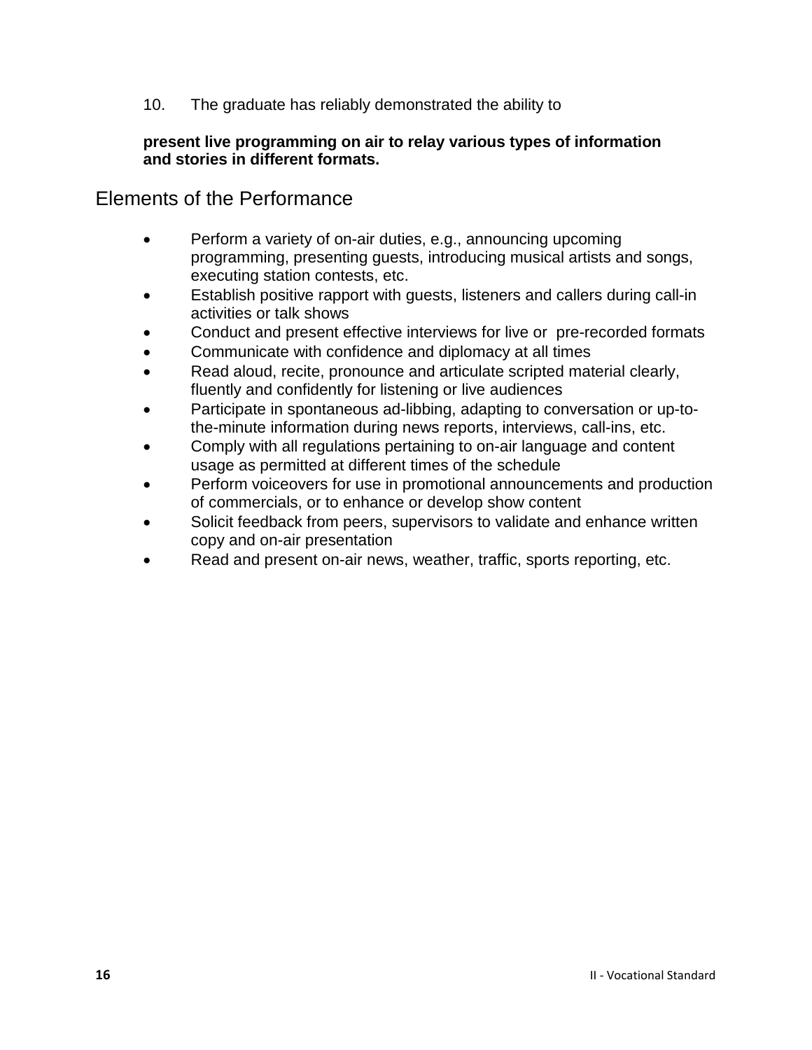10. The graduate has reliably demonstrated the ability to

**present live programming on air to relay various types of information and stories in different formats.**

## Elements of the Performance

- Perform a variety of on-air duties, e.g., announcing upcoming programming, presenting guests, introducing musical artists and songs, executing station contests, etc.
- Establish positive rapport with guests, listeners and callers during call-in activities or talk shows
- Conduct and present effective interviews for live or pre-recorded formats
- Communicate with confidence and diplomacy at all times
- Read aloud, recite, pronounce and articulate scripted material clearly, fluently and confidently for listening or live audiences
- Participate in spontaneous ad-libbing, adapting to conversation or up-to-the-minute information during news reports, interviews, call-ins, etc.
- Comply with all regulations pertaining to on-air language and content usage as permitted at different times of the schedule
- Perform voiceovers for use in promotional announcements and production of commercials, or to enhance or develop show content
- Solicit feedback from peers, supervisors to validate and enhance written copy and on-air presentation
- Read and present on-air news, weather, traffic, sports reporting, etc.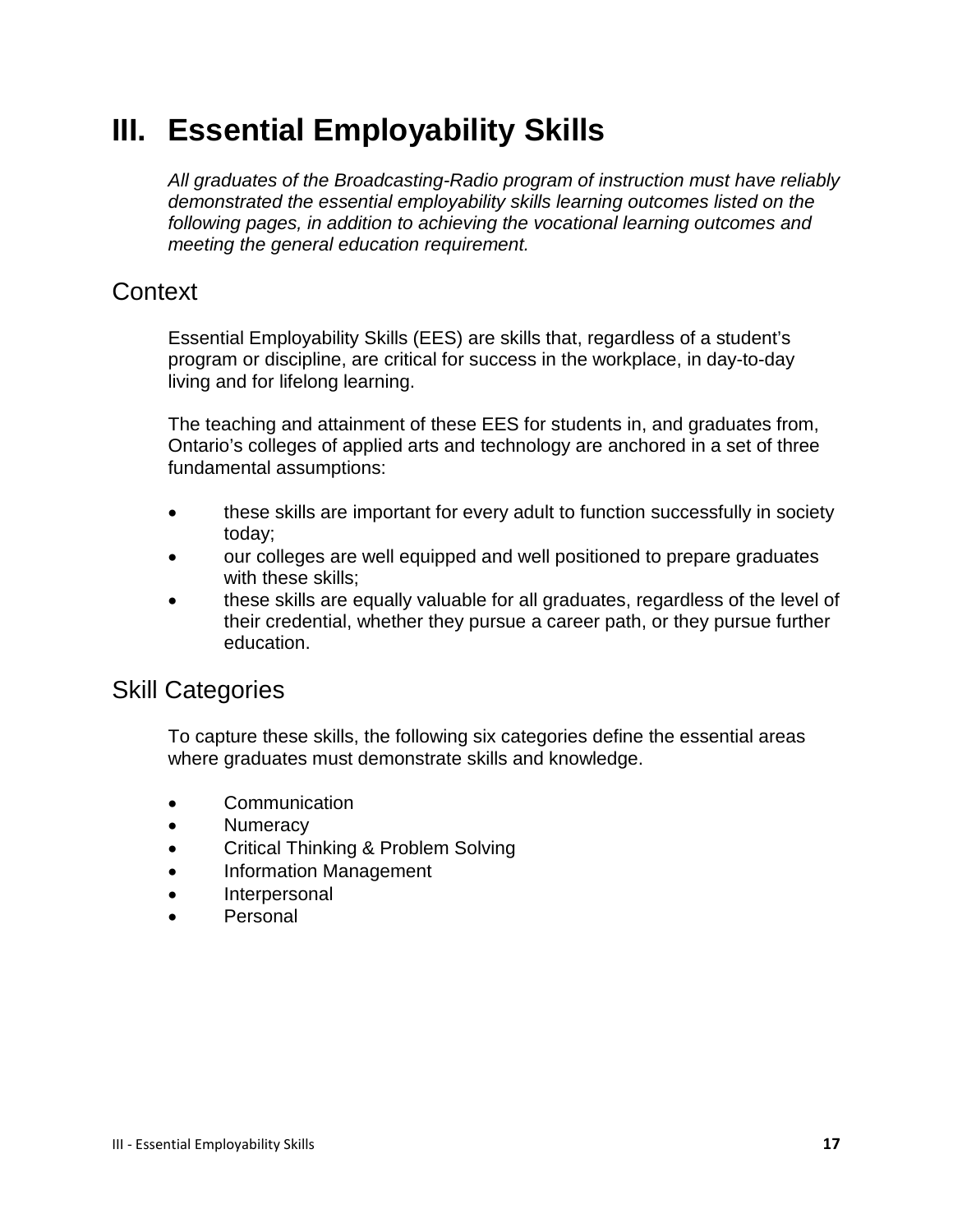# III. Essential Employability Skills

*All graduates of the Broadcasting-Radio program of instruction must have reliably demonstrated the essential employability skills learning outcomes listed on the following pages, in addition to achieving the vocational learning outcomes and meeting the general education requirement.*

## Context

Essential Employability Skills (EES) are skills that, regardless of a student's program or discipline, are critical for success in the workplace, in day-to-day living and for lifelong learning.

The teaching and attainment of these EES for students in, and graduates from, Ontario's colleges of applied arts and technology are anchored in a set of three fundamental assumptions:

- these skills are important for every adult to function successfully in society today;
- our colleges are well equipped and well positioned to prepare graduates with these skills;
- these skills are equally valuable for all graduates, regardless of the level of their credential, whether they pursue a career path, or they pursue further education.

## Skill Categories

To capture these skills, the following six categories define the essential areas where graduates must demonstrate skills and knowledge.

- Communication
- Numeracy
- Critical Thinking & Problem Solving
- Information Management
- Interpersonal
- Personal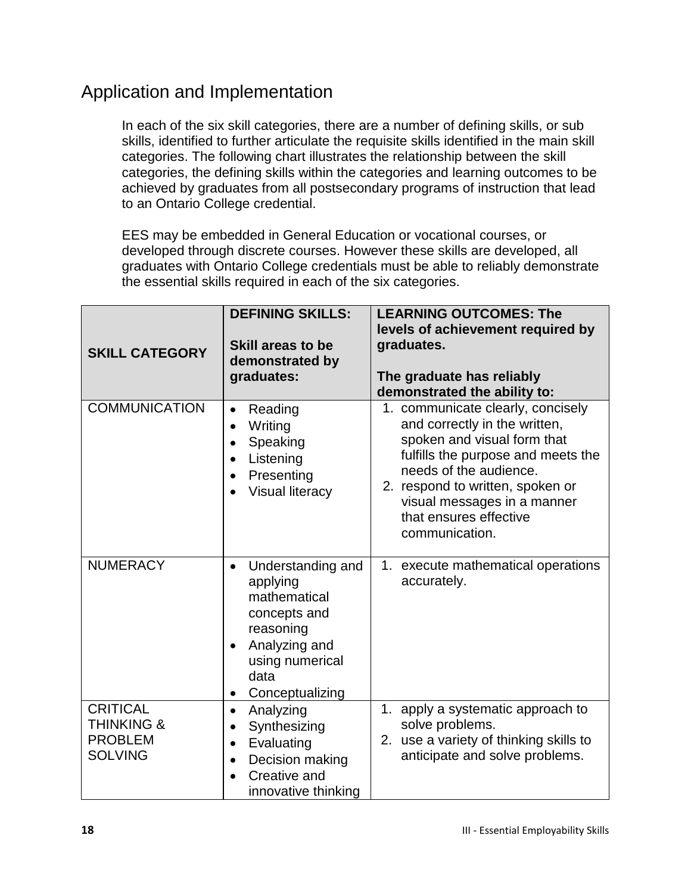## Application and Implementation

In each of the six skill categories, there are a number of defining skills, or sub skills, identified to further articulate the requisite skills identified in the main skill categories. The following chart illustrates the relationship between the skill categories, the defining skills within the categories and learning outcomes to be achieved by graduates from all postsecondary programs of instruction that lead to an Ontario College credential.

EES may be embedded in General Education or vocational courses, or developed through discrete courses. However these skills are developed, all graduates with Ontario College credentials must be able to reliably demonstrate the essential skills required in each of the six categories.

| **SKILL CATEGORY** | **DEFINING SKILLS:**<br><br>**Skill areas to be demonstrated by graduates:** | **LEARNING OUTCOMES: The levels of achievement required by graduates.**<br><br>**The graduate has reliably demonstrated the ability to:** |
|---|---|---|
| COMMUNICATION | • Reading<br>• Writing<br>• Speaking<br>• Listening<br>• Presenting<br>• Visual literacy | 1. communicate clearly, concisely and correctly in the written, spoken and visual form that fulfills the purpose and meets the needs of the audience.<br>2. respond to written, spoken or visual messages in a manner that ensures effective communication. |
| NUMERACY | • Understanding and applying mathematical concepts and reasoning<br>• Analyzing and using numerical data<br>• Conceptualizing | 1. execute mathematical operations accurately. |
| CRITICAL THINKING & PROBLEM SOLVING | • Analyzing<br>• Synthesizing<br>• Evaluating<br>• Decision making<br>• Creative and innovative thinking | 1. apply a systematic approach to solve problems.<br>2. use a variety of thinking skills to anticipate and solve problems. |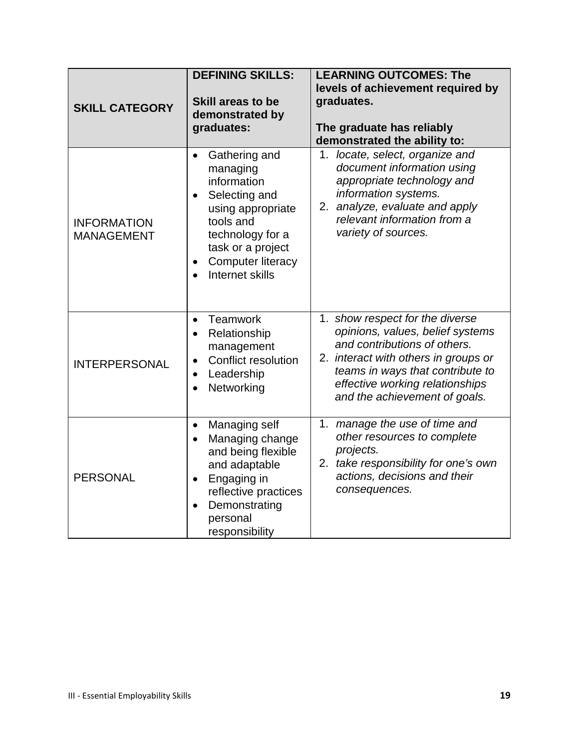| SKILL CATEGORY | DEFINING SKILLS: Skill areas to be demonstrated by graduates: | LEARNING OUTCOMES: The levels of achievement required by graduates. The graduate has reliably demonstrated the ability to: |
|---|---|---|
| INFORMATION MANAGEMENT | • Gathering and managing information<br>• Selecting and using appropriate tools and technology for a task or a project<br>• Computer literacy<br>• Internet skills | 1. *locate, select, organize and document information using appropriate technology and information systems.*<br>2. *analyze, evaluate and apply relevant information from a variety of sources.* |
| INTERPERSONAL | • Teamwork<br>• Relationship management<br>• Conflict resolution<br>• Leadership<br>• Networking | 1. *show respect for the diverse opinions, values, belief systems and contributions of others.*<br>2. *interact with others in groups or teams in ways that contribute to effective working relationships and the achievement of goals.* |
| PERSONAL | • Managing self<br>• Managing change and being flexible and adaptable<br>• Engaging in reflective practices<br>• Demonstrating personal responsibility | 1. *manage the use of time and other resources to complete projects.*<br>2. *take responsibility for one's own actions, decisions and their consequences.* |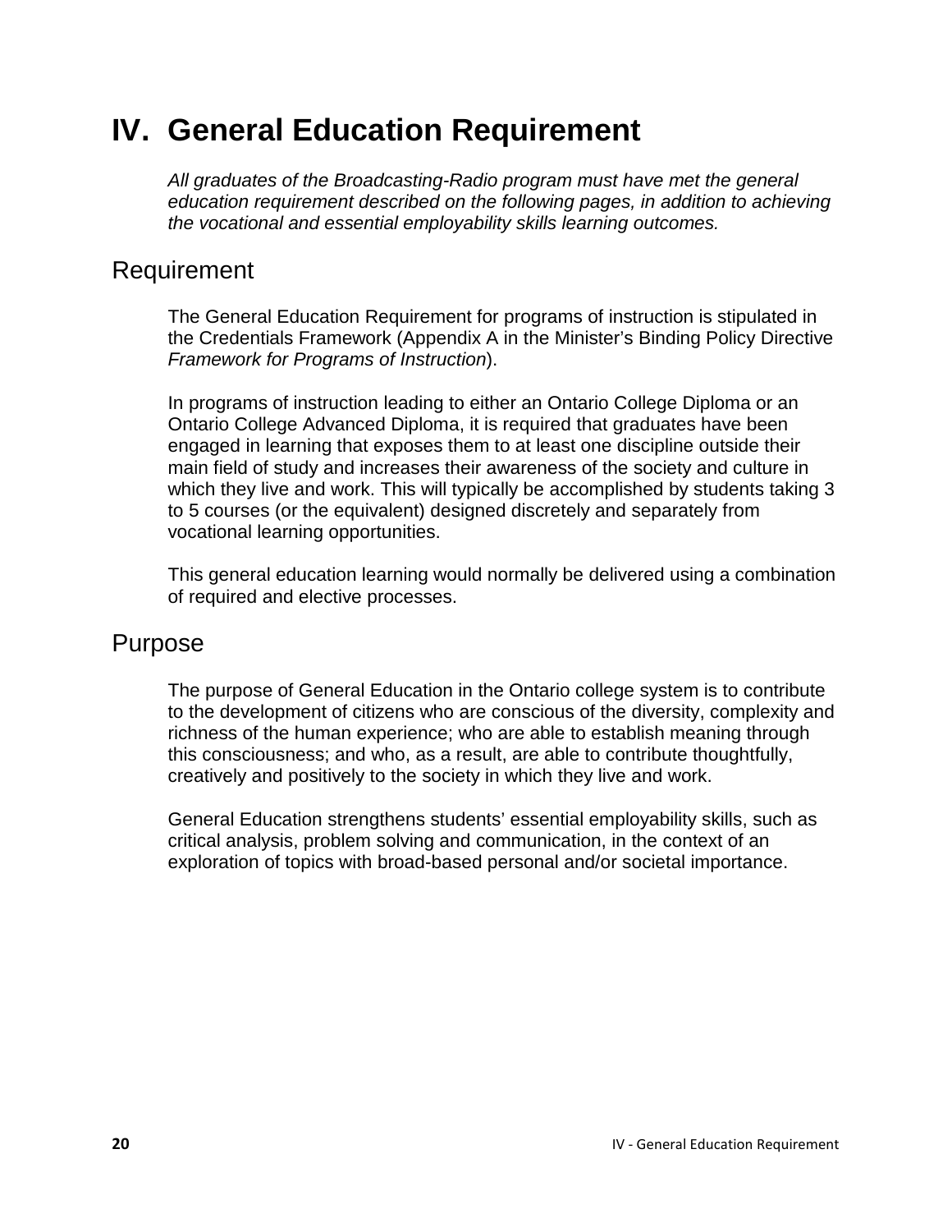# IV. General Education Requirement

*All graduates of the Broadcasting-Radio program must have met the general education requirement described on the following pages, in addition to achieving the vocational and essential employability skills learning outcomes.*

## Requirement

The General Education Requirement for programs of instruction is stipulated in the Credentials Framework (Appendix A in the Minister's Binding Policy Directive *Framework for Programs of Instruction*).

In programs of instruction leading to either an Ontario College Diploma or an Ontario College Advanced Diploma, it is required that graduates have been engaged in learning that exposes them to at least one discipline outside their main field of study and increases their awareness of the society and culture in which they live and work. This will typically be accomplished by students taking 3 to 5 courses (or the equivalent) designed discretely and separately from vocational learning opportunities.

This general education learning would normally be delivered using a combination of required and elective processes.

## Purpose

The purpose of General Education in the Ontario college system is to contribute to the development of citizens who are conscious of the diversity, complexity and richness of the human experience; who are able to establish meaning through this consciousness; and who, as a result, are able to contribute thoughtfully, creatively and positively to the society in which they live and work.

General Education strengthens students' essential employability skills, such as critical analysis, problem solving and communication, in the context of an exploration of topics with broad-based personal and/or societal importance.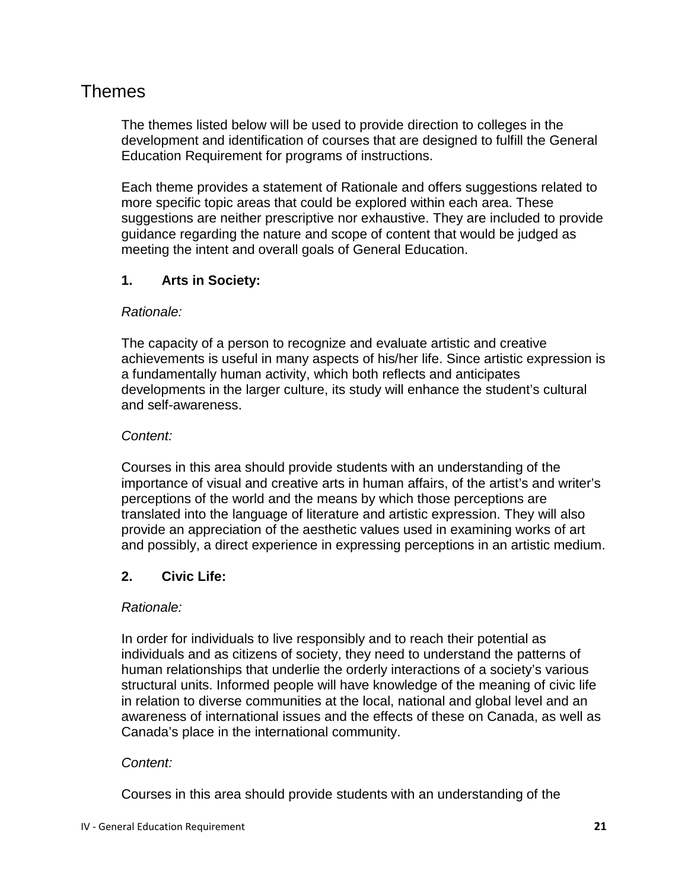# Themes

The themes listed below will be used to provide direction to colleges in the development and identification of courses that are designed to fulfill the General Education Requirement for programs of instructions.

Each theme provides a statement of Rationale and offers suggestions related to more specific topic areas that could be explored within each area. These suggestions are neither prescriptive nor exhaustive. They are included to provide guidance regarding the nature and scope of content that would be judged as meeting the intent and overall goals of General Education.

### 1. Arts in Society:

*Rationale:*

The capacity of a person to recognize and evaluate artistic and creative achievements is useful in many aspects of his/her life. Since artistic expression is a fundamentally human activity, which both reflects and anticipates developments in the larger culture, its study will enhance the student's cultural and self-awareness.

*Content:*

Courses in this area should provide students with an understanding of the importance of visual and creative arts in human affairs, of the artist's and writer's perceptions of the world and the means by which those perceptions are translated into the language of literature and artistic expression. They will also provide an appreciation of the aesthetic values used in examining works of art and possibly, a direct experience in expressing perceptions in an artistic medium.

### 2. Civic Life:

*Rationale:*

In order for individuals to live responsibly and to reach their potential as individuals and as citizens of society, they need to understand the patterns of human relationships that underlie the orderly interactions of a society's various structural units. Informed people will have knowledge of the meaning of civic life in relation to diverse communities at the local, national and global level and an awareness of international issues and the effects of these on Canada, as well as Canada's place in the international community.

*Content:*

Courses in this area should provide students with an understanding of the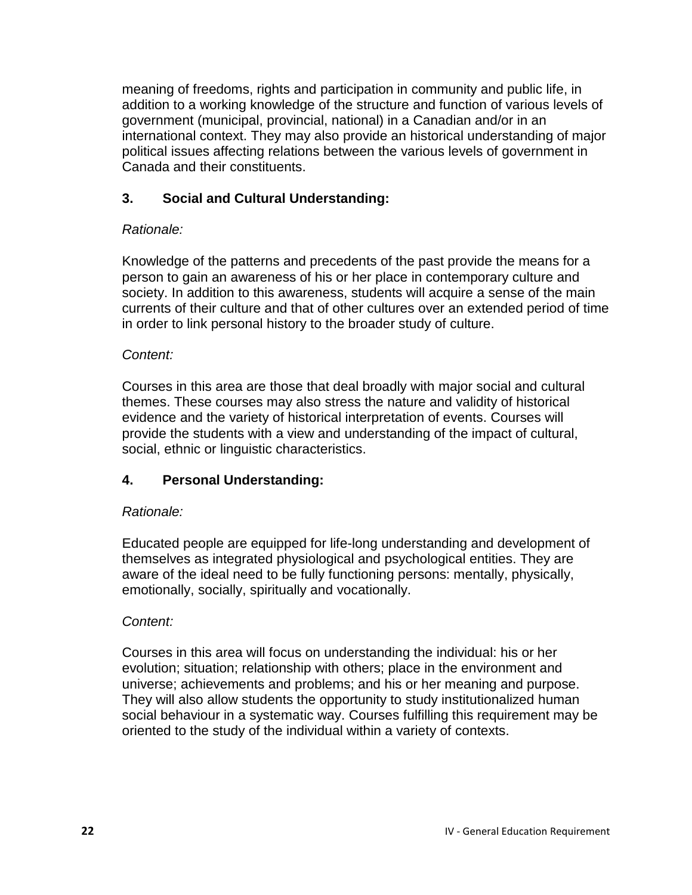meaning of freedoms, rights and participation in community and public life, in addition to a working knowledge of the structure and function of various levels of government (municipal, provincial, national) in a Canadian and/or in an international context. They may also provide an historical understanding of major political issues affecting relations between the various levels of government in Canada and their constituents.

### 3. Social and Cultural Understanding:

*Rationale:*

Knowledge of the patterns and precedents of the past provide the means for a person to gain an awareness of his or her place in contemporary culture and society. In addition to this awareness, students will acquire a sense of the main currents of their culture and that of other cultures over an extended period of time in order to link personal history to the broader study of culture.

*Content:*

Courses in this area are those that deal broadly with major social and cultural themes. These courses may also stress the nature and validity of historical evidence and the variety of historical interpretation of events. Courses will provide the students with a view and understanding of the impact of cultural, social, ethnic or linguistic characteristics.

### 4. Personal Understanding:

*Rationale:*

Educated people are equipped for life-long understanding and development of themselves as integrated physiological and psychological entities. They are aware of the ideal need to be fully functioning persons: mentally, physically, emotionally, socially, spiritually and vocationally.

*Content:*

Courses in this area will focus on understanding the individual: his or her evolution; situation; relationship with others; place in the environment and universe; achievements and problems; and his or her meaning and purpose. They will also allow students the opportunity to study institutionalized human social behaviour in a systematic way. Courses fulfilling this requirement may be oriented to the study of the individual within a variety of contexts.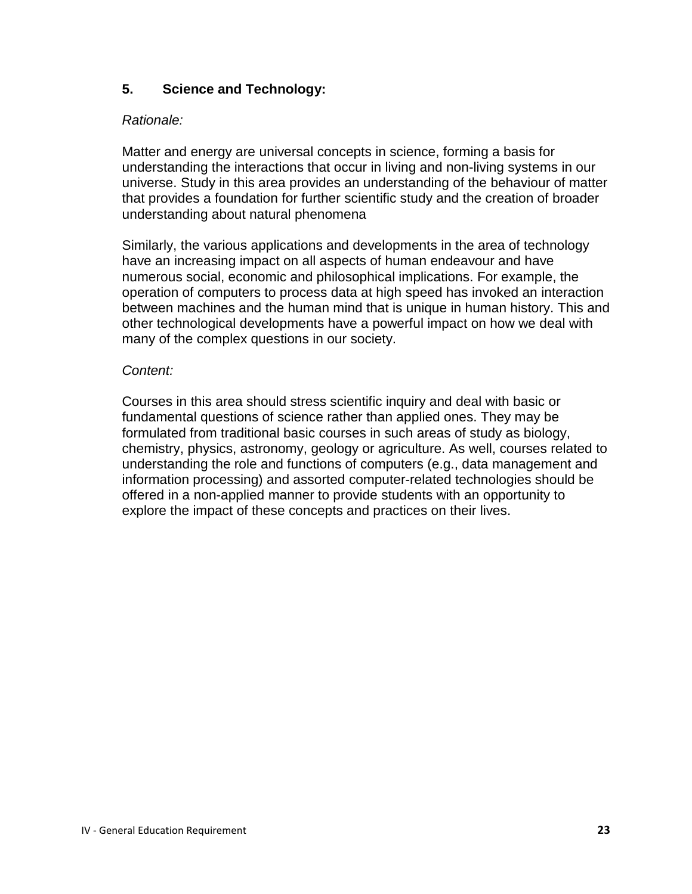## 5. Science and Technology:

*Rationale:*

Matter and energy are universal concepts in science, forming a basis for understanding the interactions that occur in living and non-living systems in our universe. Study in this area provides an understanding of the behaviour of matter that provides a foundation for further scientific study and the creation of broader understanding about natural phenomena

Similarly, the various applications and developments in the area of technology have an increasing impact on all aspects of human endeavour and have numerous social, economic and philosophical implications. For example, the operation of computers to process data at high speed has invoked an interaction between machines and the human mind that is unique in human history. This and other technological developments have a powerful impact on how we deal with many of the complex questions in our society.

*Content:*

Courses in this area should stress scientific inquiry and deal with basic or fundamental questions of science rather than applied ones. They may be formulated from traditional basic courses in such areas of study as biology, chemistry, physics, astronomy, geology or agriculture. As well, courses related to understanding the role and functions of computers (e.g., data management and information processing) and assorted computer-related technologies should be offered in a non-applied manner to provide students with an opportunity to explore the impact of these concepts and practices on their lives.